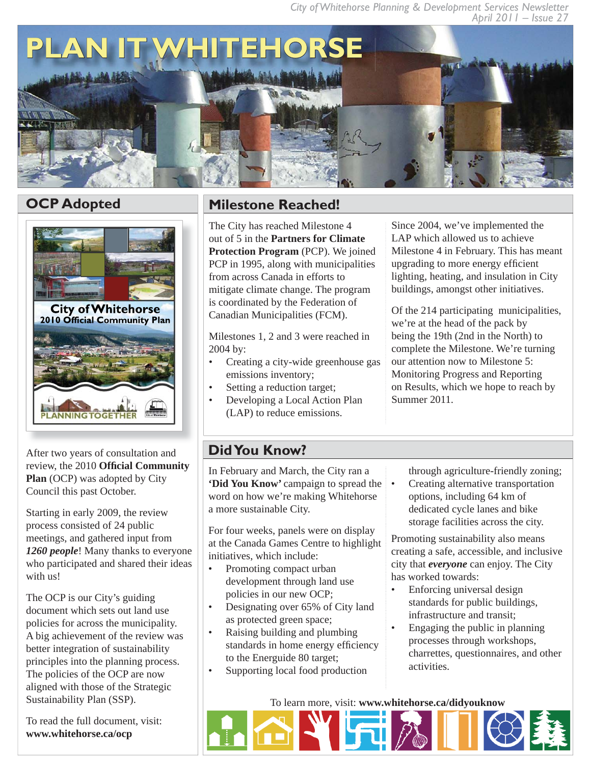# PLAN IT WHITEHORSE

## OCP Adopted

City of Whitehorse
2010 Official Community Plan

PLANNING TOGETHER

After two years of consultation and review, the 2010 **Official Community Plan** (OCP) was adopted by City Council this past October.

Starting in early 2009, the review process consisted of 24 public meetings, and gathered input from ***1260 people***! Many thanks to everyone who participated and shared their ideas with us!

The OCP is our City's guiding document which sets out land use policies for across the municipality. A big achievement of the review was better integration of sustainability principles into the planning process. The policies of the OCP are now aligned with those of the Strategic Sustainability Plan (SSP).

To read the full document, visit: **www.whitehorse.ca/ocp**

## Milestone Reached!

The City has reached Milestone 4 out of 5 in the **Partners for Climate Protection Program** (PCP). We joined PCP in 1995, along with municipalities from across Canada in efforts to mitigate climate change. The program is coordinated by the Federation of Canadian Municipalities (FCM).

Milestones 1, 2 and 3 were reached in 2004 by:

- Creating a city-wide greenhouse gas emissions inventory;
- Setting a reduction target;
- Developing a Local Action Plan (LAP) to reduce emissions.

Since 2004, we've implemented the LAP which allowed us to achieve Milestone 4 in February. This has meant upgrading to more energy efficient lighting, heating, and insulation in City buildings, amongst other initiatives.

Of the 214 participating municipalities, we're at the head of the pack by being the 19th (2nd in the North) to complete the Milestone. We're turning our attention now to Milestone 5: Monitoring Progress and Reporting on Results, which we hope to reach by Summer 2011.

## Did You Know?

In February and March, the City ran a **'Did You Know'** campaign to spread the word on how we're making Whitehorse a more sustainable City.

For four weeks, panels were on display at the Canada Games Centre to highlight initiatives, which include:

- Promoting compact urban development through land use policies in our new OCP;
- Designating over 65% of City land as protected green space;
- Raising building and plumbing standards in home energy efficiency to the Energuide 80 target;
- Supporting local food production through agriculture-friendly zoning;
- Creating alternative transportation options, including 64 km of dedicated cycle lanes and bike storage facilities across the city.

Promoting sustainability also means creating a safe, accessible, and inclusive city that ***everyone*** can enjoy. The City has worked towards:

- Enforcing universal design standards for public buildings, infrastructure and transit;
- Engaging the public in planning processes through workshops, charrettes, questionnaires, and other activities.

To learn more, visit: **www.whitehorse.ca/didyouknow**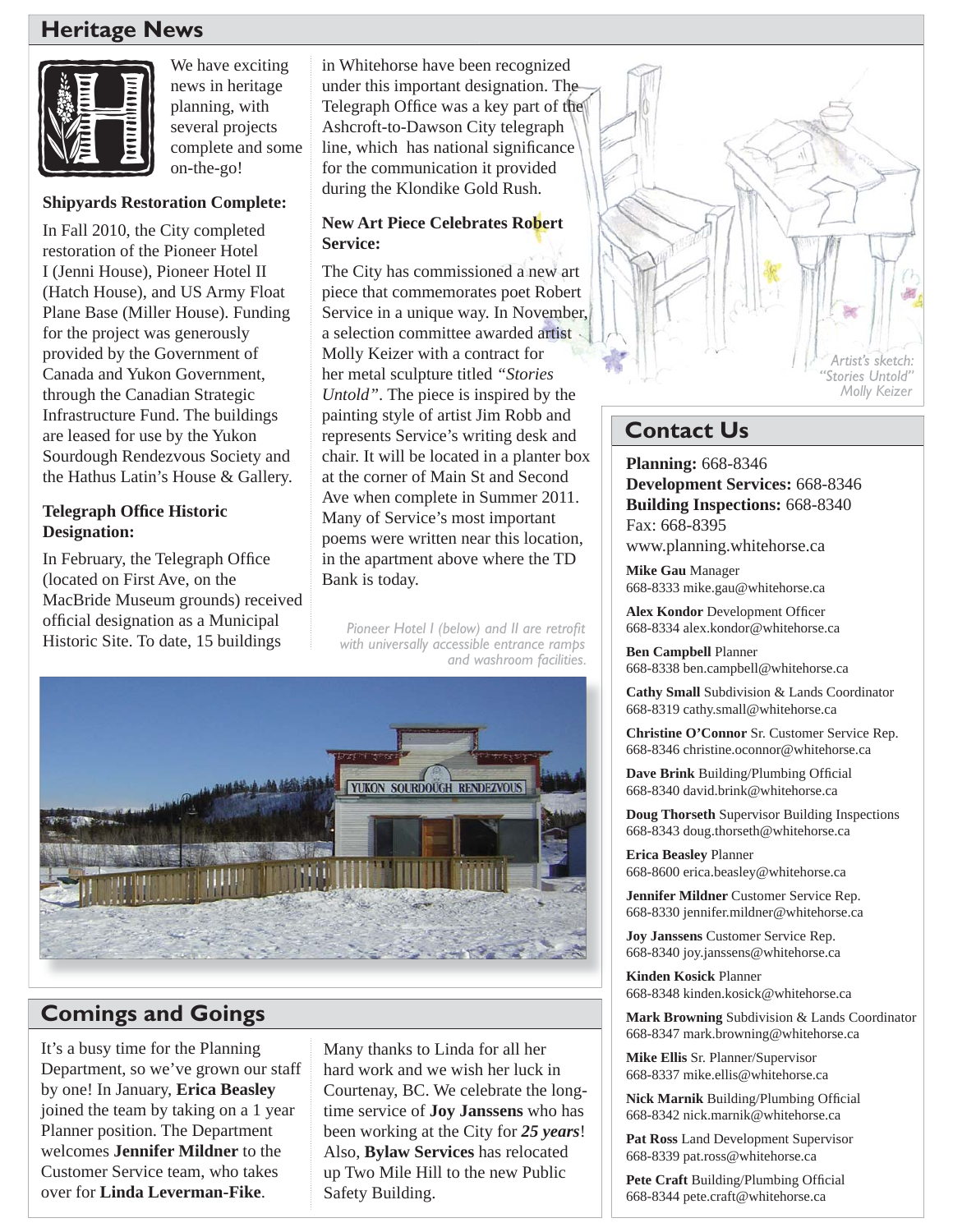## Heritage News

We have exciting news in heritage planning, with several projects complete and some on-the-go!

**Shipyards Restoration Complete:**

In Fall 2010, the City completed restoration of the Pioneer Hotel I (Jenni House), Pioneer Hotel II (Hatch House), and US Army Float Plane Base (Miller House). Funding for the project was generously provided by the Government of Canada and Yukon Government, through the Canadian Strategic Infrastructure Fund. The buildings are leased for use by the Yukon Sourdough Rendezvous Society and the Hathus Latin's House & Gallery.

**Telegraph Office Historic Designation:**

In February, the Telegraph Office (located on First Ave, on the MacBride Museum grounds) received official designation as a Municipal Historic Site. To date, 15 buildings in Whitehorse have been recognized under this important designation. The Telegraph Office was a key part of the Ashcroft-to-Dawson City telegraph line, which has national significance for the communication it provided during the Klondike Gold Rush.

**New Art Piece Celebrates Robert Service:**

The City has commissioned a new art piece that commemorates poet Robert Service in a unique way. In November, a selection committee awarded artist Molly Keizer with a contract for her metal sculpture titled *"Stories Untold"*. The piece is inspired by the painting style of artist Jim Robb and represents Service's writing desk and chair. It will be located in a planter box at the corner of Main St and Second Ave when complete in Summer 2011. Many of Service's most important poems were written near this location, in the apartment above where the TD Bank is today.

*Artist's sketch: "Stories Untold" Molly Keizer*

*Pioneer Hotel I (below) and II are retrofit with universally accessible entrance ramps and washroom facilities.*

## Comings and Goings

It's a busy time for the Planning Department, so we've grown our staff by one! In January, **Erica Beasley** joined the team by taking on a 1 year Planner position. The Department welcomes **Jennifer Mildner** to the Customer Service team, who takes over for **Linda Leverman-Fike**.

Many thanks to Linda for all her hard work and we wish her luck in Courtenay, BC. We celebrate the long-time service of **Joy Janssens** who has been working at the City for ***25 years***! Also, **Bylaw Services** has relocated up Two Mile Hill to the new Public Safety Building.

## Contact Us

**Planning:** 668-8346
**Development Services:** 668-8346
**Building Inspections:** 668-8340
Fax: 668-8395
www.planning.whitehorse.ca

**Mike Gau** Manager
668-8333 mike.gau@whitehorse.ca

**Alex Kondor** Development Officer
668-8334 alex.kondor@whitehorse.ca

**Ben Campbell** Planner
668-8338 ben.campbell@whitehorse.ca

**Cathy Small** Subdivision & Lands Coordinator
668-8319 cathy.small@whitehorse.ca

**Christine O'Connor** Sr. Customer Service Rep.
668-8346 christine.oconnor@whitehorse.ca

**Dave Brink** Building/Plumbing Official
668-8340 david.brink@whitehorse.ca

**Doug Thorseth** Supervisor Building Inspections
668-8343 doug.thorseth@whitehorse.ca

**Erica Beasley** Planner
668-8600 erica.beasley@whitehorse.ca

**Jennifer Mildner** Customer Service Rep.
668-8330 jennifer.mildner@whitehorse.ca

**Joy Janssens** Customer Service Rep.
668-8340 joy.janssens@whitehorse.ca

**Kinden Kosick** Planner
668-8348 kinden.kosick@whitehorse.ca

**Mark Browning** Subdivision & Lands Coordinator
668-8347 mark.browning@whitehorse.ca

**Mike Ellis** Sr. Planner/Supervisor
668-8337 mike.ellis@whitehorse.ca

**Nick Marnik** Building/Plumbing Official
668-8342 nick.marnik@whitehorse.ca

**Pat Ross** Land Development Supervisor
668-8339 pat.ross@whitehorse.ca

**Pete Craft** Building/Plumbing Official
668-8344 pete.craft@whitehorse.ca